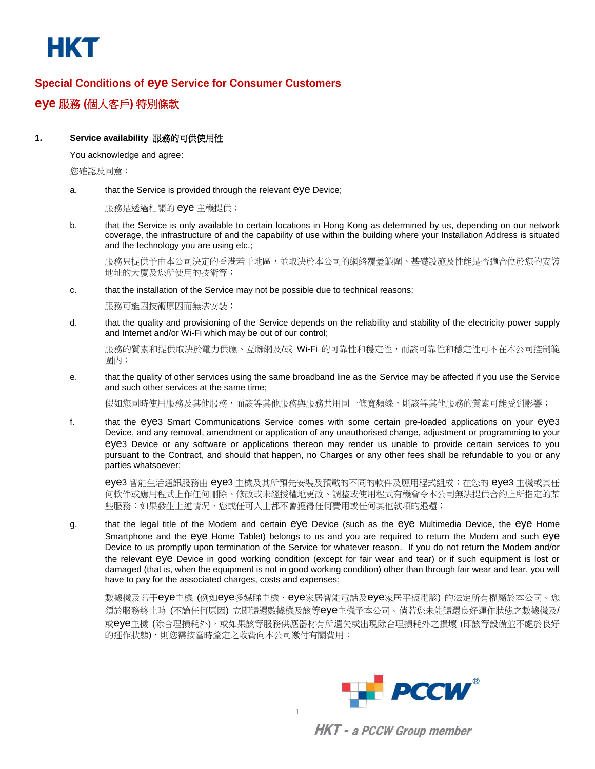# Special Conditions of eye Service for Consumer Customers

# eye 服務 (個人客戶) 特別條款

**1. Service availability 服務的可供使用性**

You acknowledge and agree:

您確認及同意：

a. that the Service is provided through the relevant eye Device;

服務是透過相關的 eye 主機提供；

b. that the Service is only available to certain locations in Hong Kong as determined by us, depending on our network coverage, the infrastructure of and the capability of use within the building where your Installation Address is situated and the technology you are using etc.;

服務只提供予由本公司決定的香港若干地區，並取決於本公司的網絡覆蓋範圍、基礎設施及性能是否適合位於您的安裝地址的大廈及您所使用的技術等；

c. that the installation of the Service may not be possible due to technical reasons;

服務可能因技術原因而無法安裝；

d. that the quality and provisioning of the Service depends on the reliability and stability of the electricity power supply and Internet and/or Wi-Fi which may be out of our control;

服務的質素和提供取決於電力供應、互聯網及/或 Wi-Fi 的可靠性和穩定性，而該可靠性和穩定性可不在本公司控制範圍內；

e. that the quality of other services using the same broadband line as the Service may be affected if you use the Service and such other services at the same time;

假如您同時使用服務及其他服務，而該等其他服務與服務共用同一條寬頻線，則該等其他服務的質素可能受到影響；

f. that the eye3 Smart Communications Service comes with some certain pre-loaded applications on your eye3 Device, and any removal, amendment or application of any unauthorised change, adjustment or programming to your eye3 Device or any software or applications thereon may render us unable to provide certain services to you pursuant to the Contract, and should that happen, no Charges or any other fees shall be refundable to you or any parties whatsoever;

eye3 智能生活通訊服務由 eye3 主機及其所預先安裝及預載的不同的軟件及應用程式組成；在您的 eye3 主機或其任何軟件或應用程式上作任何刪除、修改或未經授權地更改、調整或使用程式有機會令本公司無法提供合約上所指定的某些服務；如果發生上述情況，您或任可人士都不會獲得任何費用或任何其他款項的退還；

g. that the legal title of the Modem and certain eye Device (such as the eye Multimedia Device, the eye Home Smartphone and the eye Home Tablet) belongs to us and you are required to return the Modem and such eye Device to us promptly upon termination of the Service for whatever reason. If you do not return the Modem and/or the relevant eye Device in good working condition (except for fair wear and tear) or if such equipment is lost or damaged (that is, when the equipment is not in good working condition) other than through fair wear and tear, you will have to pay for the associated charges, costs and expenses;

數據機及若干eye主機 (例如eye多媒睇主機、eye家居智能電話及eye家居平板電腦) 的法定所有權屬於本公司。您須於服務終止時 (不論任何原因) 立即歸還數據機及該等eye主機予本公司。倘若您未能歸還良好運作狀態之數據機及/或eye主機 (除合理損耗外)，或如果該等服務供應器材有所遺失或出現除合理損耗外之損壞 (即該等設備並不處於良好的運作狀態)，則您需按當時釐定之收費向本公司繳付有關費用；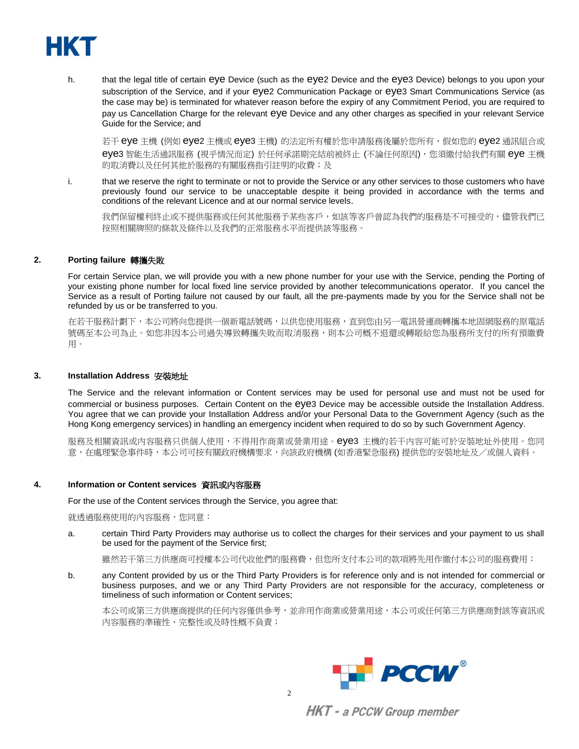h. that the legal title of certain eye Device (such as the eye2 Device and the eye3 Device) belongs to you upon your subscription of the Service, and if your eye2 Communication Package or eye3 Smart Communications Service (as the case may be) is terminated for whatever reason before the expiry of any Commitment Period, you are required to pay us Cancellation Charge for the relevant eye Device and any other charges as specified in your relevant Service Guide for the Service; and

若干 eye 主機 (例如 eye2 主機或 eye3 主機) 的法定所有權於您申請服務後屬於您所有，假如您的 eye2 通訊組合或 eye3 智能生活通訊服務 (視乎情況而定) 於任何承諾期完結前被終止 (不論任何原因)，您須繳付給我們有關 eye 主機的取消費以及任何其他於服務的有關服務指引註明的收費；及

i. that we reserve the right to terminate or not to provide the Service or any other services to those customers who have previously found our service to be unacceptable despite it being provided in accordance with the terms and conditions of the relevant Licence and at our normal service levels.

我們保留權利終止或不提供服務或任何其他服務予某些客戶，如該等客戶曾認為我們的服務是不可接受的，儘管我們已按照相關牌照的條款及條件以及我們的正常服務水平而提供該等服務。

## 2. Porting failure 轉攜失敗

For certain Service plan, we will provide you with a new phone number for your use with the Service, pending the Porting of your existing phone number for local fixed line service provided by another telecommunications operator. If you cancel the Service as a result of Porting failure not caused by our fault, all the pre-payments made by you for the Service shall not be refunded by us or be transferred to you.

在若干服務計劃下，本公司將向您提供一個新電話號碼，以供您使用服務，直到您由另一電訊營運商轉攜本地固網服務的原電話號碼至本公司為止。如您非因本公司過失導致轉攜失敗而取消服務，則本公司概不退還或轉賬給您為服務所支付的所有預繳費用。

## 3. Installation Address 安裝地址

The Service and the relevant information or Content services may be used for personal use and must not be used for commercial or business purposes. Certain Content on the eye3 Device may be accessible outside the Installation Address. You agree that we can provide your Installation Address and/or your Personal Data to the Government Agency (such as the Hong Kong emergency services) in handling an emergency incident when required to do so by such Government Agency.

服務及相關資訊或內容服務只供個人使用，不得用作商業或營業用途。eye3 主機的若干內容可能可於安裝地址外使用。您同意，在處理緊急事件時，本公司可按有關政府機構要求，向該政府機構 (如香港緊急服務) 提供您的安裝地址及／或個人資料。

## 4. Information or Content services 資訊或內容服務

For the use of the Content services through the Service, you agree that:

就透過服務使用的內容服務，您同意：

a. certain Third Party Providers may authorise us to collect the charges for their services and your payment to us shall be used for the payment of the Service first;

雖然若干第三方供應商可授權本公司代收他們的服務費，但您所支付本公司的款項將先用作繳付本公司的服務費用；

b. any Content provided by us or the Third Party Providers is for reference only and is not intended for commercial or business purposes, and we or any Third Party Providers are not responsible for the accuracy, completeness or timeliness of such information or Content services;

本公司或第三方供應商提供的任何內容僅供參考，並非用作商業或營業用途，本公司或任何第三方供應商對該等資訊或內容服務的準確性、完整性或及時性概不負責；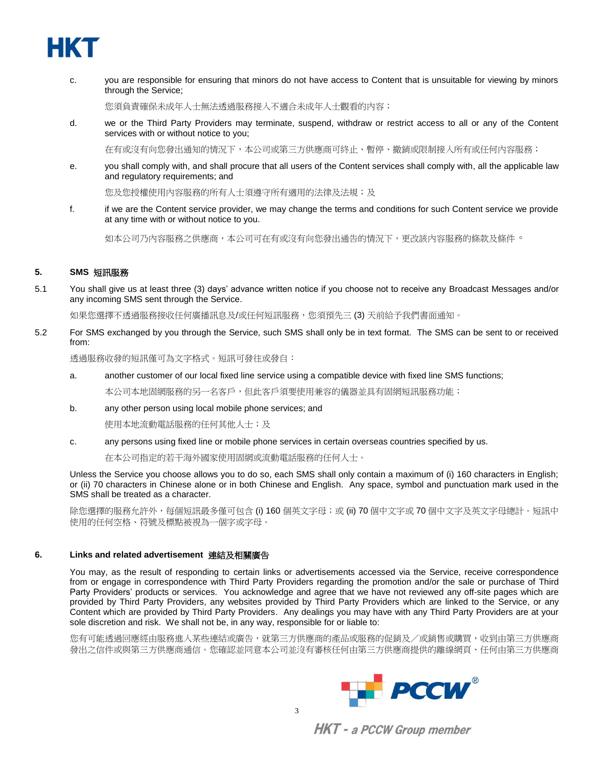c. you are responsible for ensuring that minors do not have access to Content that is unsuitable for viewing by minors through the Service;

   您須負責確保未成年人士無法透過服務接入不適合未成年人士觀看的內容；

d. we or the Third Party Providers may terminate, suspend, withdraw or restrict access to all or any of the Content services with or without notice to you;

   在有或沒有向您發出通知的情況下，本公司或第三方供應商可終止、暫停、撤銷或限制接入所有或任何內容服務；

e. you shall comply with, and shall procure that all users of the Content services shall comply with, all the applicable law and regulatory requirements; and

   您及您授權使用內容服務的所有人士須遵守所有適用的法律及法規；及

f. if we are the Content service provider, we may change the terms and conditions for such Content service we provide at any time with or without notice to you.

   如本公司乃內容服務之供應商，本公司可在有或沒有向您發出通告的情況下，更改該內容服務的條款及條件。

## 5. SMS 短訊服務

5.1 You shall give us at least three (3) days' advance written notice if you choose not to receive any Broadcast Messages and/or any incoming SMS sent through the Service.

如果您選擇不透過服務接收任何廣播訊息及/或任何短訊服務，您須預先三 (3) 天前給予我們書面通知。

5.2 For SMS exchanged by you through the Service, such SMS shall only be in text format. The SMS can be sent to or received from:

透過服務收發的短訊僅可為文字格式。短訊可發往或發自：

a. another customer of our local fixed line service using a compatible device with fixed line SMS functions;

   本公司本地固網服務的另一名客戶，但此客戶須要使用兼容的儀器並具有固網短訊服務功能；

b. any other person using local mobile phone services; and

   使用本地流動電話服務的任何其他人士；及

c. any persons using fixed line or mobile phone services in certain overseas countries specified by us.

   在本公司指定的若干海外國家使用固網或流動電話服務的任何人士。

Unless the Service you choose allows you to do so, each SMS shall only contain a maximum of (i) 160 characters in English; or (ii) 70 characters in Chinese alone or in both Chinese and English. Any space, symbol and punctuation mark used in the SMS shall be treated as a character.

除您選擇的服務允許外，每個短訊最多僅可包含 (i) 160 個英文字母；或 (ii) 70 個中文字或 70 個中文字及英文字母總計。短訊中使用的任何空格、符號及標點被視為一個字或字母。

## 6. Links and related advertisement 連結及相關廣告

You may, as the result of responding to certain links or advertisements accessed via the Service, receive correspondence from or engage in correspondence with Third Party Providers regarding the promotion and/or the sale or purchase of Third Party Providers' products or services. You acknowledge and agree that we have not reviewed any off-site pages which are provided by Third Party Providers, any websites provided by Third Party Providers which are linked to the Service, or any Content which are provided by Third Party Providers. Any dealings you may have with any Third Party Providers are at your sole discretion and risk. We shall not be, in any way, responsible for or liable to:

您有可能透過回應經由服務進入某些連結或廣告，就第三方供應商的產品或服務的促銷及／或銷售或購買，收到由第三方供應商發出之信件或與第三方供應商通信。您確認並同意本公司並沒有審核任何由第三方供應商提供的離線網頁、任何由第三方供應商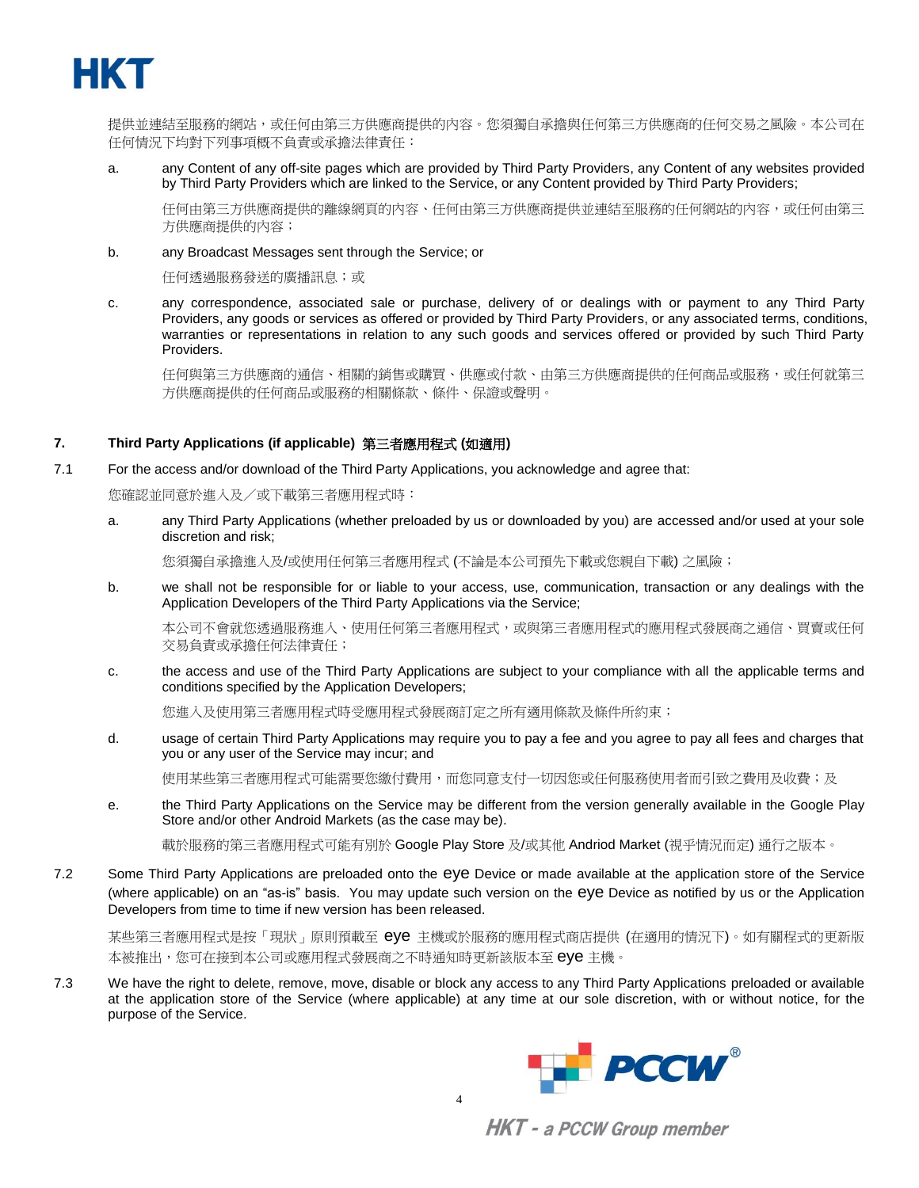提供並連結至服務的網站，或任何由第三方供應商提供的內容。您須獨自承擔與任何第三方供應商的任何交易之風險。本公司在任何情況下均對下列事項概不負責或承擔法律責任：

a. any Content of any off-site pages which are provided by Third Party Providers, any Content of any websites provided by Third Party Providers which are linked to the Service, or any Content provided by Third Party Providers;

   任何由第三方供應商提供的離線網頁的內容、任何由第三方供應商提供並連結至服務的任何網站的內容，或任何由第三方供應商提供的內容；

b. any Broadcast Messages sent through the Service; or

   任何透過服務發送的廣播訊息；或

c. any correspondence, associated sale or purchase, delivery of or dealings with or payment to any Third Party Providers, any goods or services as offered or provided by Third Party Providers, or any associated terms, conditions, warranties or representations in relation to any such goods and services offered or provided by such Third Party Providers.

   任何與第三方供應商的通信、相關的銷售或購買、供應或付款、由第三方供應商提供的任何商品或服務，或任何就第三方供應商提供的任何商品或服務的相關條款、條件、保證或聲明。

## 7. Third Party Applications (if applicable) 第三者應用程式 (如適用)

7.1 For the access and/or download of the Third Party Applications, you acknowledge and agree that:

您確認並同意於進入及／或下載第三者應用程式時：

a. any Third Party Applications (whether preloaded by us or downloaded by you) are accessed and/or used at your sole discretion and risk;

   您須獨自承擔進入及/或使用任何第三者應用程式 (不論是本公司預先下載或您親自下載) 之風險；

b. we shall not be responsible for or liable to your access, use, communication, transaction or any dealings with the Application Developers of the Third Party Applications via the Service;

   本公司不會就您透過服務進入、使用任何第三者應用程式，或與第三者應用程式的應用程式發展商之通信、買賣或任何交易負責或承擔任何法律責任；

c. the access and use of the Third Party Applications are subject to your compliance with all the applicable terms and conditions specified by the Application Developers;

   您進入及使用第三者應用程式時受應用程式發展商訂定之所有適用條款及條件所約束；

d. usage of certain Third Party Applications may require you to pay a fee and you agree to pay all fees and charges that you or any user of the Service may incur; and

   使用某些第三者應用程式可能需要您繳付費用，而您同意支付一切因您或任何服務使用者而引致之費用及收費；及

e. the Third Party Applications on the Service may be different from the version generally available in the Google Play Store and/or other Android Markets (as the case may be).

   載於服務的第三者應用程式可能有別於 Google Play Store 及/或其他 Andriod Market (視乎情況而定) 通行之版本。

7.2 Some Third Party Applications are preloaded onto the eye Device or made available at the application store of the Service (where applicable) on an "as-is" basis. You may update such version on the eye Device as notified by us or the Application Developers from time to time if new version has been released.

某些第三者應用程式是按「現狀」原則預載至 eye 主機或於服務的應用程式商店提供 (在適用的情況下)。如有關程式的更新版本被推出，您可在接到本公司或應用程式發展商之不時通知時更新該版本至 eye 主機。

7.3 We have the right to delete, remove, move, disable or block any access to any Third Party Applications preloaded or available at the application store of the Service (where applicable) at any time at our sole discretion, with or without notice, for the purpose of the Service.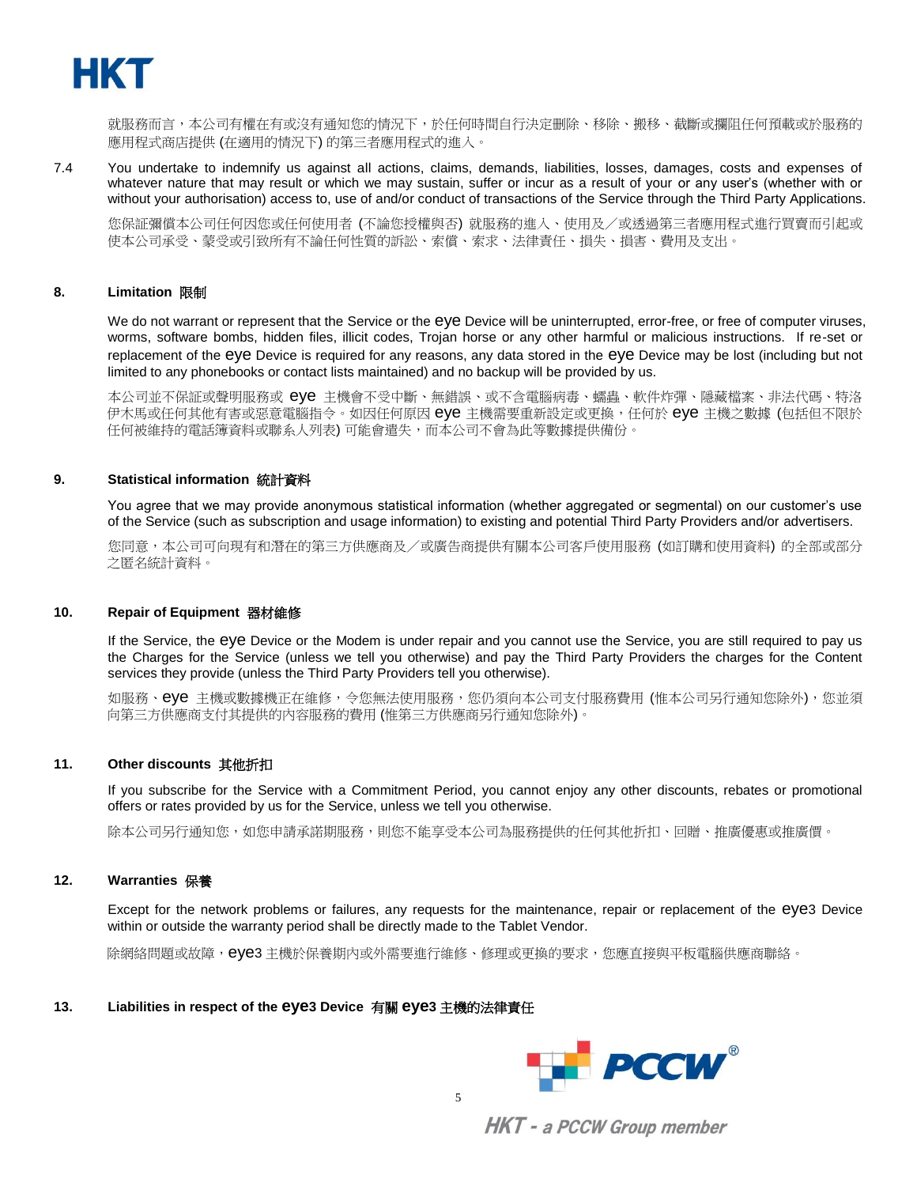就服務而言，本公司有權在有或沒有通知您的情況下，於任何時間自行決定刪除、移除、搬移、截斷或攔阻任何預載或於服務的應用程式商店提供 (在適用的情況下) 的第三者應用程式的進入。

7.4 You undertake to indemnify us against all actions, claims, demands, liabilities, losses, damages, costs and expenses of whatever nature that may result or which we may sustain, suffer or incur as a result of your or any user's (whether with or without your authorisation) access to, use of and/or conduct of transactions of the Service through the Third Party Applications.

您保証彌償本公司任何因您或任何使用者 (不論您授權與否) 就服務的進入、使用及／或透過第三者應用程式進行買賣而引起或使本公司承受、蒙受或引致所有不論任何性質的訴訟、索償、索求、法律責任、損失、損害、費用及支出。

## 8. Limitation 限制

We do not warrant or represent that the Service or the eye Device will be uninterrupted, error-free, or free of computer viruses, worms, software bombs, hidden files, illicit codes, Trojan horse or any other harmful or malicious instructions. If re-set or replacement of the eye Device is required for any reasons, any data stored in the eye Device may be lost (including but not limited to any phonebooks or contact lists maintained) and no backup will be provided by us.

本公司並不保証或聲明服務或 eye 主機會不受中斷、無錯誤、或不含電腦病毒、蠕蟲、軟件炸彈、隱藏檔案、非法代碼、特洛伊木馬或任何其他有害或惡意電腦指令。如因任何原因 eye 主機需要重新設定或更換，任何於 eye 主機之數據 (包括但不限於任何被維持的電話簿資料或聯系人列表) 可能會遺失，而本公司不會為此等數據提供備份。

## 9. Statistical information 統計資料

You agree that we may provide anonymous statistical information (whether aggregated or segmental) on our customer's use of the Service (such as subscription and usage information) to existing and potential Third Party Providers and/or advertisers.

您同意，本公司可向現有和潛在的第三方供應商及／或廣告商提供有關本公司客戶使用服務 (如訂購和使用資料) 的全部或部分之匿名統計資料。

## 10. Repair of Equipment 器材維修

If the Service, the eye Device or the Modem is under repair and you cannot use the Service, you are still required to pay us the Charges for the Service (unless we tell you otherwise) and pay the Third Party Providers the charges for the Content services they provide (unless the Third Party Providers tell you otherwise).

如服務、eye 主機或數據機正在維修，令您無法使用服務，您仍須向本公司支付服務費用 (惟本公司另行通知您除外)，您並須向第三方供應商支付其提供的內容服務的費用 (惟第三方供應商另行通知您除外)。

## 11. Other discounts 其他折扣

If you subscribe for the Service with a Commitment Period, you cannot enjoy any other discounts, rebates or promotional offers or rates provided by us for the Service, unless we tell you otherwise.

除本公司另行通知您，如您申請承諾期服務，則您不能享受本公司為服務提供的任何其他折扣、回贈、推廣優惠或推廣價。

## 12. Warranties 保養

Except for the network problems or failures, any requests for the maintenance, repair or replacement of the eye3 Device within or outside the warranty period shall be directly made to the Tablet Vendor.

除網絡問題或故障，eye3 主機於保養期內或外需要進行維修、修理或更換的要求，您應直接與平板電腦供應商聯絡。

## 13. Liabilities in respect of the eye3 Device 有關 eye3 主機的法律責任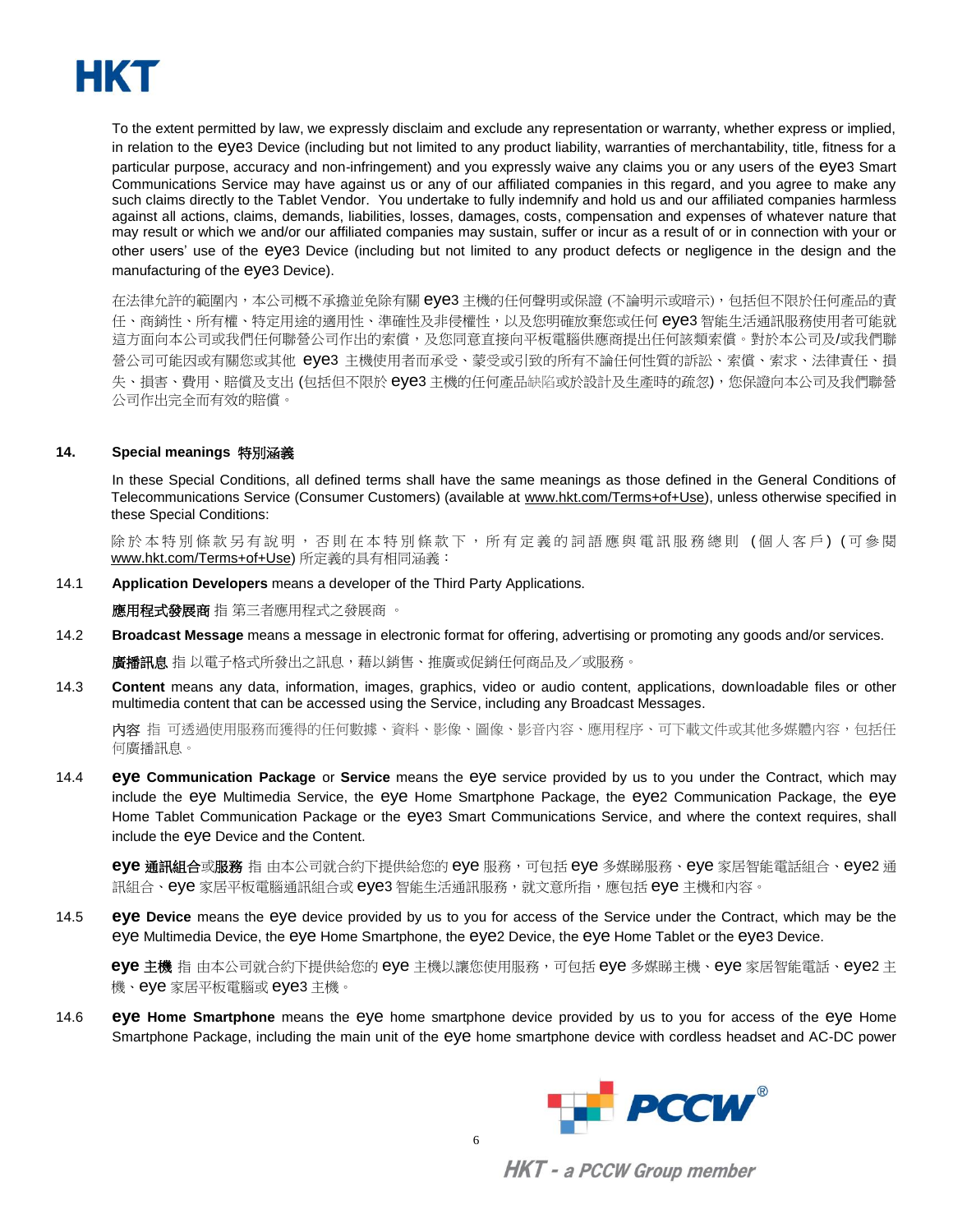To the extent permitted by law, we expressly disclaim and exclude any representation or warranty, whether express or implied, in relation to the eye3 Device (including but not limited to any product liability, warranties of merchantability, title, fitness for a particular purpose, accuracy and non-infringement) and you expressly waive any claims you or any users of the eye3 Smart Communications Service may have against us or any of our affiliated companies in this regard, and you agree to make any such claims directly to the Tablet Vendor. You undertake to fully indemnify and hold us and our affiliated companies harmless against all actions, claims, demands, liabilities, losses, damages, costs, compensation and expenses of whatever nature that may result or which we and/or our affiliated companies may sustain, suffer or incur as a result of or in connection with your or other users' use of the eye3 Device (including but not limited to any product defects or negligence in the design and the manufacturing of the eye3 Device).

在法律允許的範圍內，本公司概不承擔並免除有關 eye3 主機的任何聲明或保證 (不論明示或暗示)，包括但不限於任何產品的責任、商銷性、所有權、特定用途的適用性、準確性及非侵權性，以及您明確放棄您或任何 eye3 智能生活通訊服務使用者可能就這方面向本公司或我們任何聯營公司作出的索償，及您同意直接向平板電腦供應商提出任何該類索償。對於本公司及/或我們聯營公司可能因或有關您或其他 eye3 主機使用者而承受、蒙受或引致的所有不論任何性質的訴訟、索償、索求、法律責任、損失、損害、費用、賠償及支出 (包括但不限於 eye3 主機的任何產品缺陷或於設計及生產時的疏忽)，您保證向本公司及我們聯營公司作出完全而有效的賠償。

**14. Special meanings 特別涵義**

In these Special Conditions, all defined terms shall have the same meanings as those defined in the General Conditions of Telecommunications Service (Consumer Customers) (available at www.hkt.com/Terms+of+Use), unless otherwise specified in these Special Conditions:

除於本特別條款另有說明，否則在本特別條款下，所有定義的詞語應與電訊服務總則 (個人客戶) (可參閱 www.hkt.com/Terms+of+Use) 所定義的具有相同涵義：

14.1 **Application Developers** means a developer of the Third Party Applications.

**應用程式發展商** 指 第三者應用程式之發展商 。

14.2 **Broadcast Message** means a message in electronic format for offering, advertising or promoting any goods and/or services.

**廣播訊息** 指 以電子格式所發出之訊息，藉以銷售、推廣或促銷任何商品及／或服務。

14.3 **Content** means any data, information, images, graphics, video or audio content, applications, downloadable files or other multimedia content that can be accessed using the Service, including any Broadcast Messages.

**內容** 指 可透過使用服務而獲得的任何數據、資料、影像、圖像、影音內容、應用程序、可下載文件或其他多媒體內容，包括任何廣播訊息。

14.4 **eye Communication Package** or **Service** means the eye service provided by us to you under the Contract, which may include the eye Multimedia Service, the eye Home Smartphone Package, the eye2 Communication Package, the eye Home Tablet Communication Package or the eye3 Smart Communications Service, and where the context requires, shall include the eye Device and the Content.

**eye 通訊組合**或**服務** 指 由本公司就合約下提供給您的 eye 服務，可包括 eye 多媒睇服務、eye 家居智能電話組合、eye2 通訊組合、eye 家居平板電腦通訊組合或 eye3 智能生活通訊服務，就文意所指，應包括 eye 主機和內容。

14.5 **eye Device** means the eye device provided by us to you for access of the Service under the Contract, which may be the eye Multimedia Device, the eye Home Smartphone, the eye2 Device, the eye Home Tablet or the eye3 Device.

**eye 主機** 指 由本公司就合約下提供給您的 eye 主機以讓您使用服務，可包括 eye 多媒睇主機、eye 家居智能電話、eye2 主機、eye 家居平板電腦或 eye3 主機。

14.6 **eye Home Smartphone** means the eye home smartphone device provided by us to you for access of the eye Home Smartphone Package, including the main unit of the eye home smartphone device with cordless headset and AC-DC power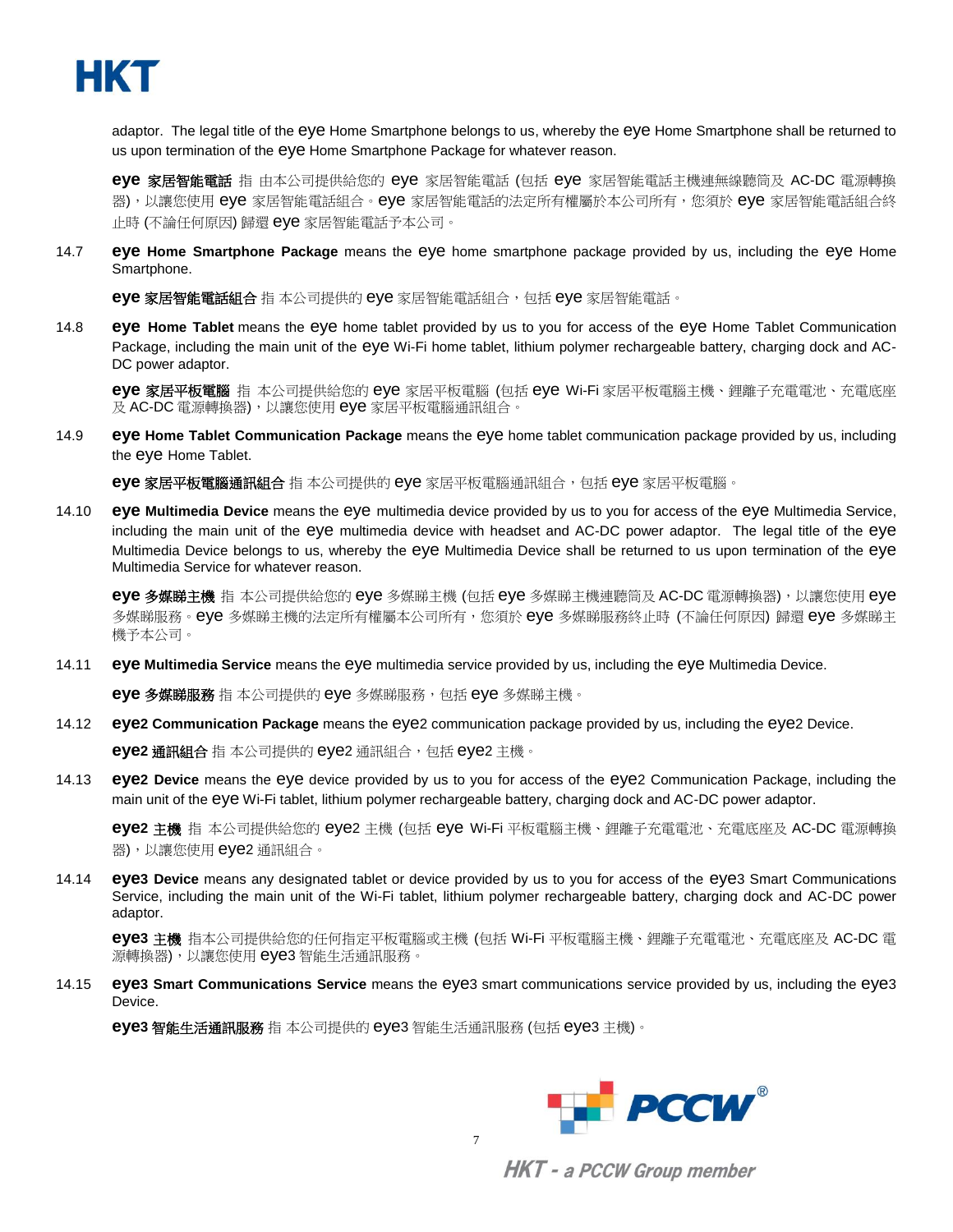adaptor. The legal title of the eye Home Smartphone belongs to us, whereby the eye Home Smartphone shall be returned to us upon termination of the eye Home Smartphone Package for whatever reason.

**eye 家居智能電話** 指 由本公司提供給您的 eye 家居智能電話 (包括 eye 家居智能電話主機連無線聽筒及 AC-DC 電源轉換器)，以讓您使用 eye 家居智能電話組合。eye 家居智能電話的法定所有權屬於本公司所有，您須於 eye 家居智能電話組合終止時 (不論任何原因) 歸還 eye 家居智能電話予本公司。

14.7 **eye Home Smartphone Package** means the eye home smartphone package provided by us, including the eye Home Smartphone.

**eye 家居智能電話組合** 指 本公司提供的 eye 家居智能電話組合，包括 eye 家居智能電話。

14.8 **eye Home Tablet** means the eye home tablet provided by us to you for access of the eye Home Tablet Communication Package, including the main unit of the eye Wi-Fi home tablet, lithium polymer rechargeable battery, charging dock and AC-DC power adaptor.

**eye 家居平板電腦** 指 本公司提供給您的 eye 家居平板電腦 (包括 eye Wi-Fi 家居平板電腦主機、鋰離子充電電池、充電底座及 AC-DC 電源轉換器)，以讓您使用 eye 家居平板電腦通訊組合。

14.9 **eye Home Tablet Communication Package** means the eye home tablet communication package provided by us, including the eye Home Tablet.

**eye 家居平板電腦通訊組合** 指 本公司提供的 eye 家居平板電腦通訊組合，包括 eye 家居平板電腦。

14.10 **eye Multimedia Device** means the eye multimedia device provided by us to you for access of the eye Multimedia Service, including the main unit of the eye multimedia device with headset and AC-DC power adaptor. The legal title of the eye Multimedia Device belongs to us, whereby the eye Multimedia Device shall be returned to us upon termination of the eye Multimedia Service for whatever reason.

**eye 多媒睇主機** 指 本公司提供給您的 eye 多媒睇主機 (包括 eye 多媒睇主機連聽筒及 AC-DC 電源轉換器)，以讓您使用 eye 多媒睇服務。eye 多媒睇主機的法定所有權屬本公司所有，您須於 eye 多媒睇服務終止時 (不論任何原因) 歸還 eye 多媒睇主機予本公司。

14.11 **eye Multimedia Service** means the eye multimedia service provided by us, including the eye Multimedia Device.

**eye 多媒睇服務** 指 本公司提供的 eye 多媒睇服務，包括 eye 多媒睇主機。

14.12 **eye2 Communication Package** means the eye2 communication package provided by us, including the eye2 Device.

**eye2 通訊組合** 指 本公司提供的 eye2 通訊組合，包括 eye2 主機。

14.13 **eye2 Device** means the eye device provided by us to you for access of the eye2 Communication Package, including the main unit of the eye Wi-Fi tablet, lithium polymer rechargeable battery, charging dock and AC-DC power adaptor.

**eye2 主機** 指 本公司提供給您的 eye2 主機 (包括 eye Wi-Fi 平板電腦主機、鋰離子充電電池、充電底座及 AC-DC 電源轉換器)，以讓您使用 eye2 通訊組合。

14.14 **eye3 Device** means any designated tablet or device provided by us to you for access of the eye3 Smart Communications Service, including the main unit of the Wi-Fi tablet, lithium polymer rechargeable battery, charging dock and AC-DC power adaptor.

**eye3 主機** 指本公司提供給您的任何指定平板電腦或主機 (包括 Wi-Fi 平板電腦主機、鋰離子充電電池、充電底座及 AC-DC 電源轉換器)，以讓您使用 eye3 智能生活通訊服務。

14.15 **eye3 Smart Communications Service** means the eye3 smart communications service provided by us, including the eye3 Device.

**eye3 智能生活通訊服務** 指 本公司提供的 eye3 智能生活通訊服務 (包括 eye3 主機)。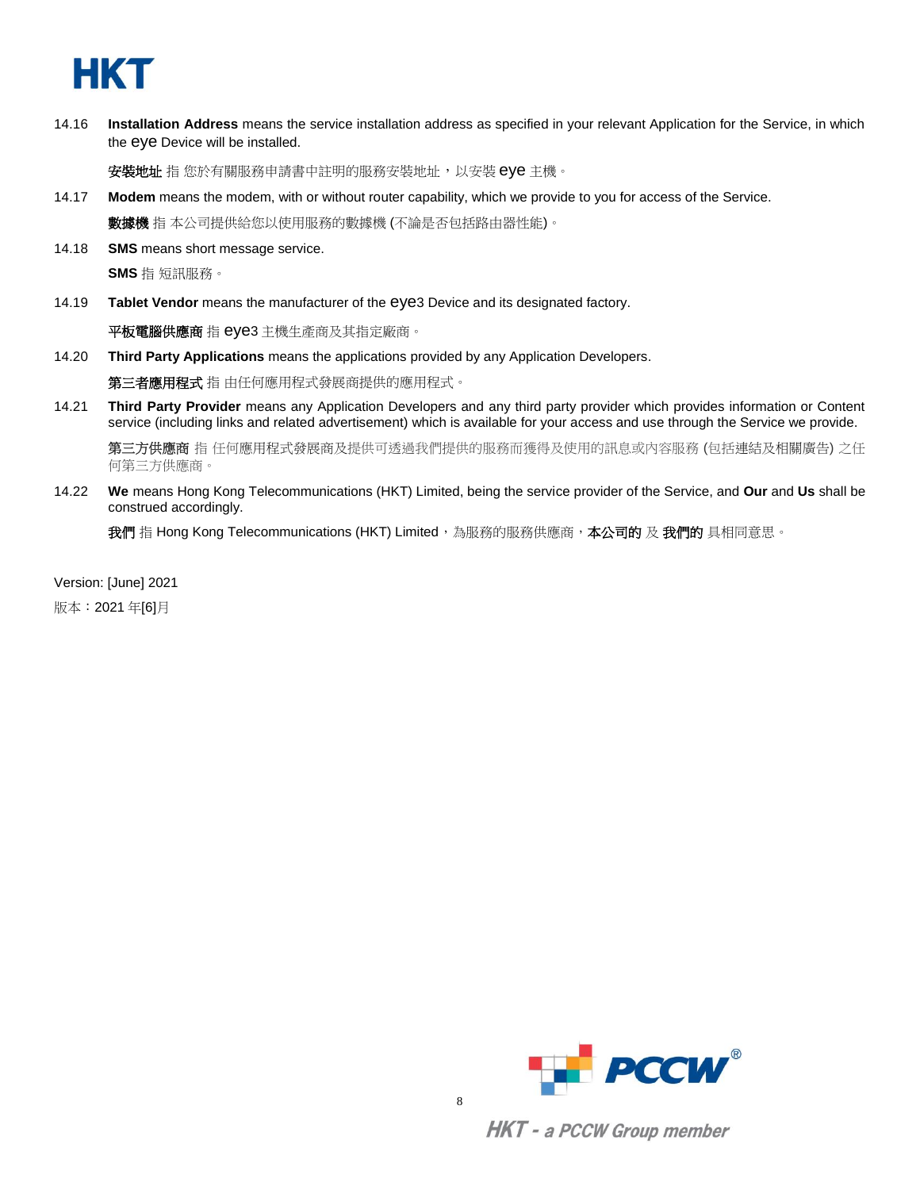14.16 **Installation Address** means the service installation address as specified in your relevant Application for the Service, in which the eye Device will be installed.

**安裝地址** 指 您於有關服務申請書中註明的服務安裝地址，以安裝 eye 主機。

14.17 **Modem** means the modem, with or without router capability, which we provide to you for access of the Service.

**數據機** 指 本公司提供給您以使用服務的數據機 (不論是否包括路由器性能)。

14.18 **SMS** means short message service.

**SMS** 指 短訊服務。

14.19 **Tablet Vendor** means the manufacturer of the eye3 Device and its designated factory.

**平板電腦供應商** 指 eye3 主機生產商及其指定廠商。

14.20 **Third Party Applications** means the applications provided by any Application Developers.

**第三者應用程式** 指 由任何應用程式發展商提供的應用程式。

14.21 **Third Party Provider** means any Application Developers and any third party provider which provides information or Content service (including links and related advertisement) which is available for your access and use through the Service we provide.

**第三方供應商** 指 任何應用程式發展商及提供可透過我們提供的服務而獲得及使用的訊息或內容服務 (包括連結及相關廣告) 之任何第三方供應商。

14.22 **We** means Hong Kong Telecommunications (HKT) Limited, being the service provider of the Service, and **Our** and **Us** shall be construed accordingly.

**我們** 指 Hong Kong Telecommunications (HKT) Limited，為服務的服務供應商，**本公司的** 及 **我們的** 具相同意思。

Version: [June] 2021

版本：2021 年[6]月